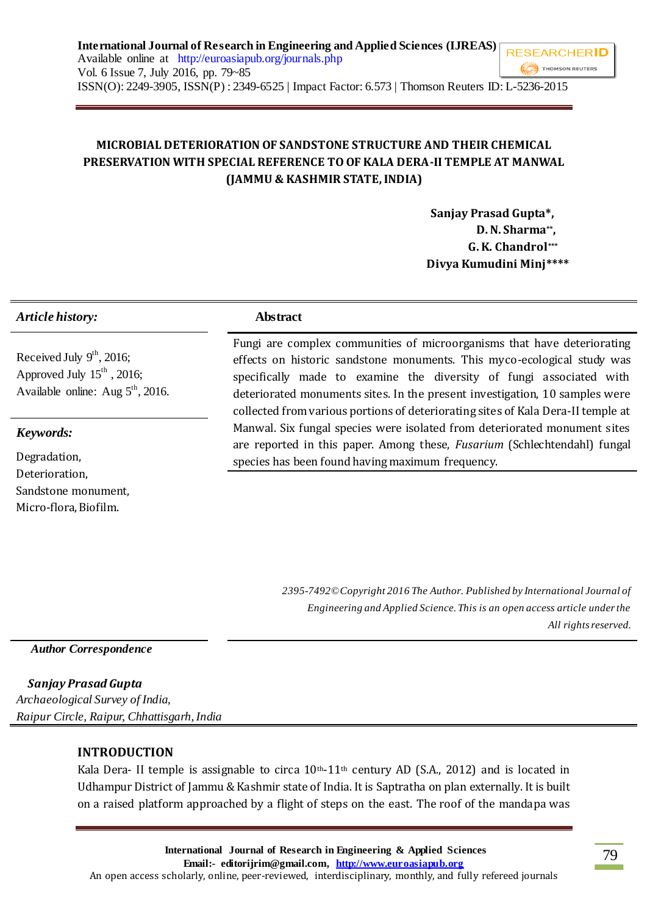# MICROBIAL DETERIORATION OF SANDSTONE STRUCTURE AND THEIR CHEMICAL PRESERVATION WITH SPECIAL REFERENCE TO OF KALA DERA-II TEMPLE AT MANWAL (JAMMU & KASHMIR STATE, INDIA)

**Sanjay Prasad Gupta\*,**
**D. N. Sharma\*\*,**
**G. K. Chandrol\*\*\***
**Divya Kumudini Minj\*\*\*\***

*Article history:*

Received July 9th, 2016;
Approved July 15th, 2016;
Available online: Aug 5th, 2016.

*Keywords:*

Degradation,
Deterioration,
Sandstone monument,
Micro-flora, Biofilm.

**Abstract**

Fungi are complex communities of microorganisms that have deteriorating effects on historic sandstone monuments. This myco-ecological study was specifically made to examine the diversity of fungi associated with deteriorated monuments sites. In the present investigation, 10 samples were collected from various portions of deteriorating sites of Kala Dera-II temple at Manwal. Six fungal species were isolated from deteriorated monument sites are reported in this paper. Among these, *Fusarium* (Schlechtendahl) fungal species has been found having maximum frequency.

*2395-7492© Copyright 2016 The Author. Published by International Journal of Engineering and Applied Science. This is an open access article under the All rights reserved.*

***Author Correspondence***

***Sanjay Prasad Gupta***
*Archaeological Survey of India,*
*Raipur Circle, Raipur, Chhattisgarh, India*

## INTRODUCTION

Kala Dera- II temple is assignable to circa 10th-11th century AD (S.A., 2012) and is located in Udhampur District of Jammu & Kashmir state of India. It is Saptratha on plan externally. It is built on a raised platform approached by a flight of steps on the east. The roof of the mandapa was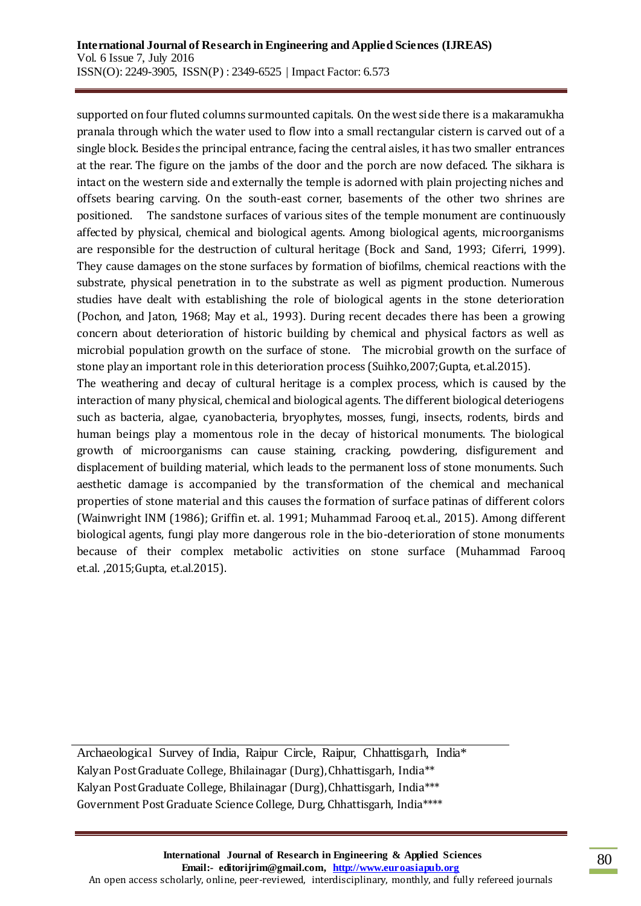supported on four fluted columns surmounted capitals. On the west side there is a makaramukha pranala through which the water used to flow into a small rectangular cistern is carved out of a single block. Besides the principal entrance, facing the central aisles, it has two smaller entrances at the rear. The figure on the jambs of the door and the porch are now defaced. The sikhara is intact on the western side and externally the temple is adorned with plain projecting niches and offsets bearing carving. On the south-east corner, basements of the other two shrines are positioned. The sandstone surfaces of various sites of the temple monument are continuously affected by physical, chemical and biological agents. Among biological agents, microorganisms are responsible for the destruction of cultural heritage (Bock and Sand, 1993; Ciferri, 1999). They cause damages on the stone surfaces by formation of biofilms, chemical reactions with the substrate, physical penetration in to the substrate as well as pigment production. Numerous studies have dealt with establishing the role of biological agents in the stone deterioration (Pochon, and Jaton, 1968; May et al., 1993). During recent decades there has been a growing concern about deterioration of historic building by chemical and physical factors as well as microbial population growth on the surface of stone. The microbial growth on the surface of stone play an important role in this deterioration process (Suihko,2007;Gupta, et.al.2015).

The weathering and decay of cultural heritage is a complex process, which is caused by the interaction of many physical, chemical and biological agents. The different biological deteriogens such as bacteria, algae, cyanobacteria, bryophytes, mosses, fungi, insects, rodents, birds and human beings play a momentous role in the decay of historical monuments. The biological growth of microorganisms can cause staining, cracking, powdering, disfigurement and displacement of building material, which leads to the permanent loss of stone monuments. Such aesthetic damage is accompanied by the transformation of the chemical and mechanical properties of stone material and this causes the formation of surface patinas of different colors (Wainwright INM (1986); Griffin et. al. 1991; Muhammad Farooq et.al., 2015). Among different biological agents, fungi play more dangerous role in the bio-deterioration of stone monuments because of their complex metabolic activities on stone surface (Muhammad Farooq et.al. ,2015;Gupta, et.al.2015).

---

Archaeological Survey of India, Raipur Circle, Raipur, Chhattisgarh, India*
Kalyan Post Graduate College, Bhilainagar (Durg), Chhattisgarh, India**
Kalyan Post Graduate College, Bhilainagar (Durg), Chhattisgarh, India***
Government Post Graduate Science College, Durg, Chhattisgarh, India****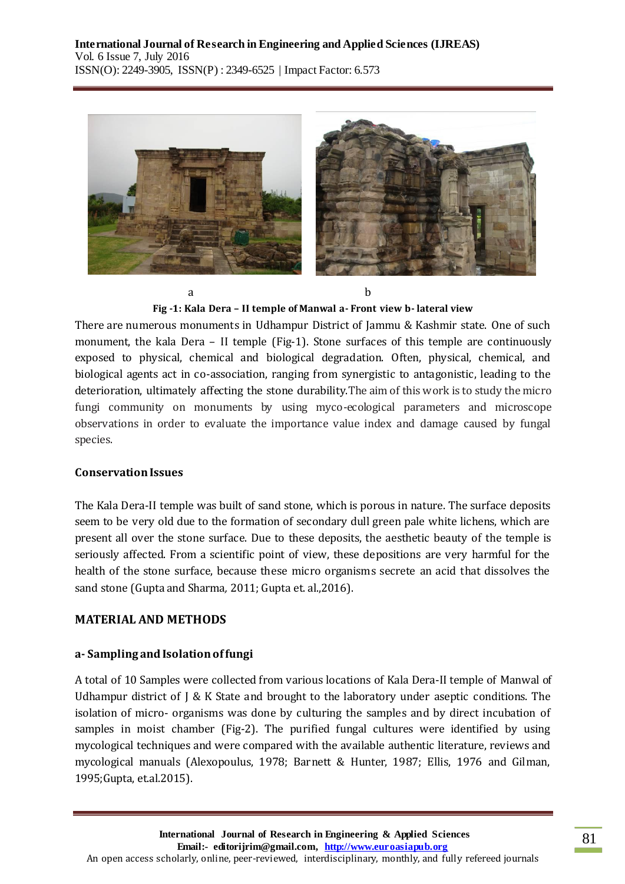a b

**Fig -1: Kala Dera – II temple of Manwal a- Front view b- lateral view**

There are numerous monuments in Udhampur District of Jammu & Kashmir state. One of such monument, the kala Dera – II temple (Fig-1). Stone surfaces of this temple are continuously exposed to physical, chemical and biological degradation. Often, physical, chemical, and biological agents act in co-association, ranging from synergistic to antagonistic, leading to the deterioration, ultimately affecting the stone durability.The aim of this work is to study the micro fungi community on monuments by using myco-ecological parameters and microscope observations in order to evaluate the importance value index and damage caused by fungal species.

## Conservation Issues

The Kala Dera-II temple was built of sand stone, which is porous in nature. The surface deposits seem to be very old due to the formation of secondary dull green pale white lichens, which are present all over the stone surface. Due to these deposits, the aesthetic beauty of the temple is seriously affected. From a scientific point of view, these depositions are very harmful for the health of the stone surface, because these micro organisms secrete an acid that dissolves the sand stone (Gupta and Sharma, 2011; Gupta et. al.,2016).

## MATERIAL AND METHODS

### a- Sampling and Isolation of fungi

A total of 10 Samples were collected from various locations of Kala Dera-II temple of Manwal of Udhampur district of J & K State and brought to the laboratory under aseptic conditions. The isolation of micro- organisms was done by culturing the samples and by direct incubation of samples in moist chamber (Fig-2). The purified fungal cultures were identified by using mycological techniques and were compared with the available authentic literature, reviews and mycological manuals (Alexopoulus, 1978; Barnett & Hunter, 1987; Ellis, 1976 and Gilman, 1995;Gupta, et.al.2015).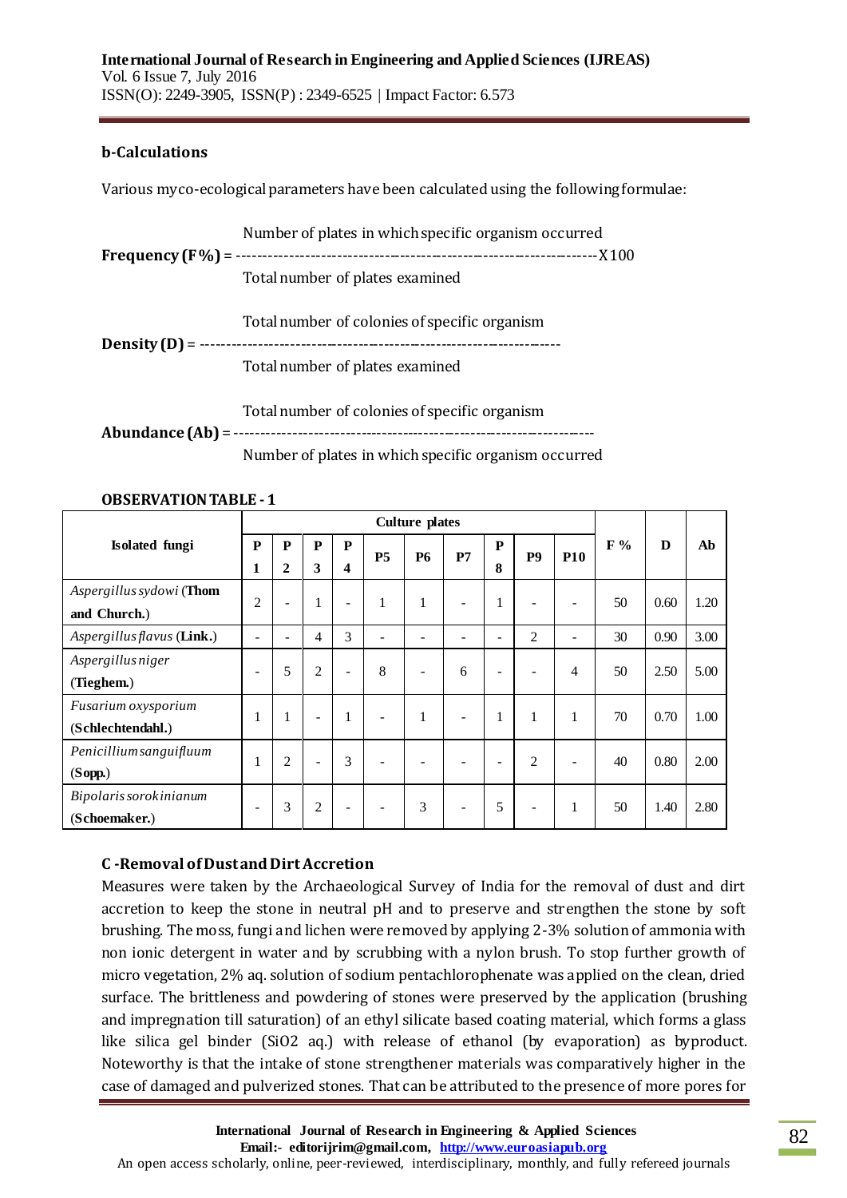**b-Calculations**

Various myco-ecological parameters have been calculated using the following formulae:

$$\textbf{Frequency (F\%)} = \frac{\text{Number of plates in which specific organism occurred}}{\text{Total number of plates examined}} \times 100$$

$$\textbf{Density (D)} = \frac{\text{Total number of colonies of specific organism}}{\text{Total number of plates examined}}$$

$$\textbf{Abundance (Ab)} = \frac{\text{Total number of colonies of specific organism}}{\text{Number of plates in which specific organism occurred}}$$

**OBSERVATION TABLE - 1**

| Isolated fungi | Culture plates | | | | | | | | | | F % | D | Ab |
|---|---|---|---|---|---|---|---|---|---|---|---|---|---|
| | P1 | P2 | P3 | P4 | P5 | P6 | P7 | P8 | P9 | P10 | | | |
| *Aspergillus sydowi* (**Thom and Church.**) | 2 | - | 1 | - | 1 | 1 | - | 1 | - | - | 50 | 0.60 | 1.20 |
| *Aspergillus flavus* (**Link.**) | - | - | 4 | 3 | - | - | - | - | 2 | - | 30 | 0.90 | 3.00 |
| *Aspergillus niger* (**Tieghem.**) | - | 5 | 2 | - | 8 | - | 6 | - | - | 4 | 50 | 2.50 | 5.00 |
| *Fusarium oxysporium* (**Schlechtendahl.**) | 1 | 1 | - | 1 | - | 1 | - | 1 | 1 | 1 | 70 | 0.70 | 1.00 |
| *Penicillium sanguifluum* (**Sopp.**) | 1 | 2 | - | 3 | - | - | - | - | 2 | - | 40 | 0.80 | 2.00 |
| *Bipolaris sorokinianum* (**Schoemaker.**) | - | 3 | 2 | - | - | 3 | - | 5 | - | 1 | 50 | 1.40 | 2.80 |

**C -Removal of Dust and Dirt Accretion**

Measures were taken by the Archaeological Survey of India for the removal of dust and dirt accretion to keep the stone in neutral pH and to preserve and strengthen the stone by soft brushing. The moss, fungi and lichen were removed by applying 2-3% solution of ammonia with non ionic detergent in water and by scrubbing with a nylon brush. To stop further growth of micro vegetation, 2% aq. solution of sodium pentachlorophenate was applied on the clean, dried surface. The brittleness and powdering of stones were preserved by the application (brushing and impregnation till saturation) of an ethyl silicate based coating material, which forms a glass like silica gel binder ($SiO_2$ aq.) with release of ethanol (by evaporation) as byproduct. Noteworthy is that the intake of stone strengthener materials was comparatively higher in the case of damaged and pulverized stones. That can be attributed to the presence of more pores for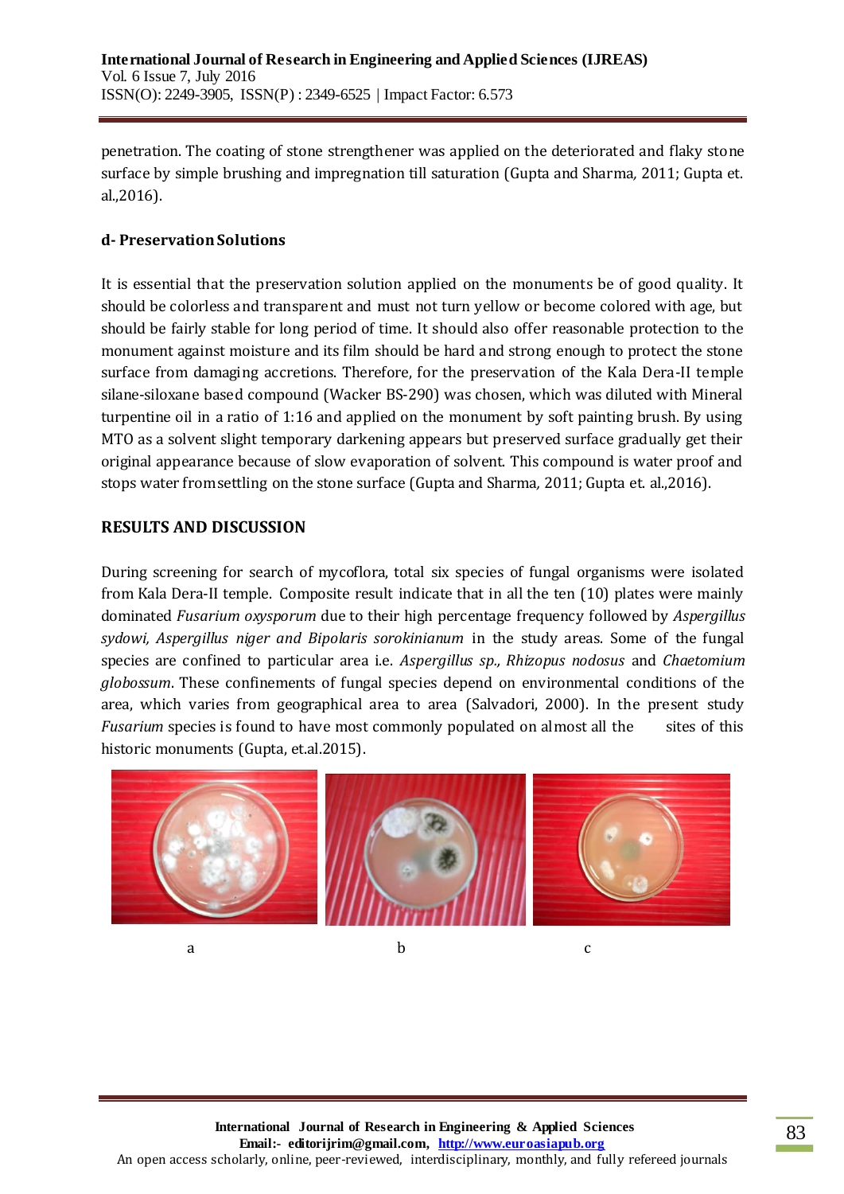penetration. The coating of stone strengthener was applied on the deteriorated and flaky stone surface by simple brushing and impregnation till saturation (Gupta and Sharma, 2011; Gupta et. al.,2016).

**d- Preservation Solutions**

It is essential that the preservation solution applied on the monuments be of good quality. It should be colorless and transparent and must not turn yellow or become colored with age, but should be fairly stable for long period of time. It should also offer reasonable protection to the monument against moisture and its film should be hard and strong enough to protect the stone surface from damaging accretions. Therefore, for the preservation of the Kala Dera-II temple silane-siloxane based compound (Wacker BS-290) was chosen, which was diluted with Mineral turpentine oil in a ratio of 1:16 and applied on the monument by soft painting brush. By using MTO as a solvent slight temporary darkening appears but preserved surface gradually get their original appearance because of slow evaporation of solvent. This compound is water proof and stops water from settling on the stone surface (Gupta and Sharma, 2011; Gupta et. al.,2016).

## RESULTS AND DISCUSSION

During screening for search of mycoflora, total six species of fungal organisms were isolated from Kala Dera-II temple. Composite result indicate that in all the ten (10) plates were mainly dominated *Fusarium oxysporum* due to their high percentage frequency followed by *Aspergillus sydowi, Aspergillus niger and Bipolaris sorokinianum* in the study areas. Some of the fungal species are confined to particular area i.e. *Aspergillus sp., Rhizopus nodosus* and *Chaetomium globossum*. These confinements of fungal species depend on environmental conditions of the area, which varies from geographical area to area (Salvadori, 2000). In the present study *Fusarium* species is found to have most commonly populated on almost all the sites of this historic monuments (Gupta, et.al.2015).

a b c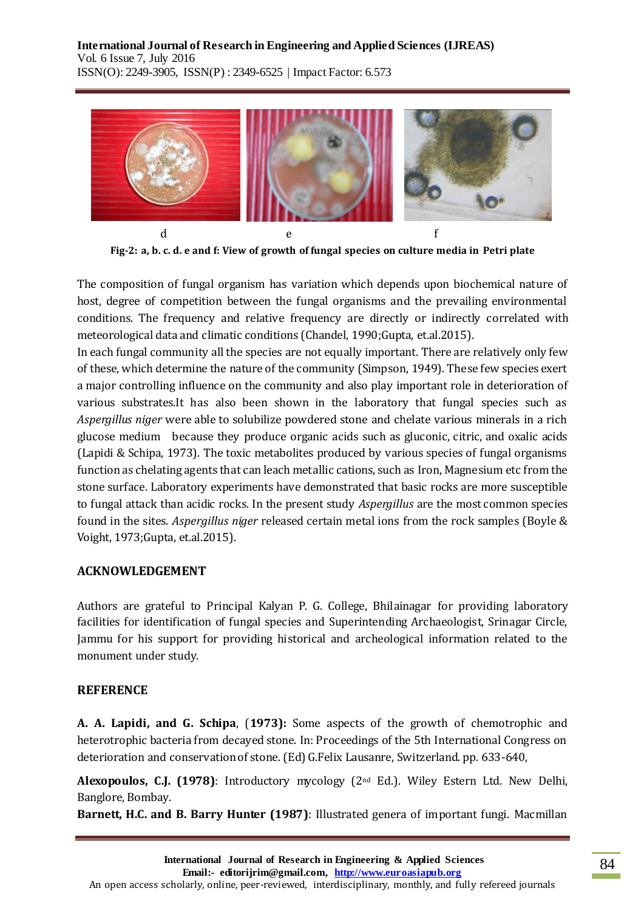d e f

**Fig-2: a, b. c. d. e and f: View of growth of fungal species on culture media in Petri plate**

The composition of fungal organism has variation which depends upon biochemical nature of host, degree of competition between the fungal organisms and the prevailing environmental conditions. The frequency and relative frequency are directly or indirectly correlated with meteorological data and climatic conditions (Chandel, 1990;Gupta, et.al.2015).

In each fungal community all the species are not equally important. There are relatively only few of these, which determine the nature of the community (Simpson, 1949). These few species exert a major controlling influence on the community and also play important role in deterioration of various substrates.It has also been shown in the laboratory that fungal species such as *Aspergillus niger* were able to solubilize powdered stone and chelate various minerals in a rich glucose medium because they produce organic acids such as gluconic, citric, and oxalic acids (Lapidi & Schipa, 1973). The toxic metabolites produced by various species of fungal organisms function as chelating agents that can leach metallic cations, such as Iron, Magnesium etc from the stone surface. Laboratory experiments have demonstrated that basic rocks are more susceptible to fungal attack than acidic rocks. In the present study *Aspergillus* are the most common species found in the sites. *Aspergillus niger* released certain metal ions from the rock samples (Boyle & Voight, 1973;Gupta, et.al.2015).

## ACKNOWLEDGEMENT

Authors are grateful to Principal Kalyan P. G. College, Bhilainagar for providing laboratory facilities for identification of fungal species and Superintending Archaeologist, Srinagar Circle, Jammu for his support for providing historical and archeological information related to the monument under study.

## REFERENCE

**A. A. Lapidi, and G. Schipa**, (**1973):** Some aspects of the growth of chemotrophic and heterotrophic bacteria from decayed stone. In: Proceedings of the 5th International Congress on deterioration and conservation of stone. (Ed) G.Felix Lausanre, Switzerland. pp. 633-640,

**Alexopoulos, C.J. (1978)**: Introductory mycology (2nd Ed.). Wiley Estern Ltd. New Delhi, Banglore, Bombay.

**Barnett, H.C. and B. Barry Hunter (1987)**: Illustrated genera of important fungi. Macmillan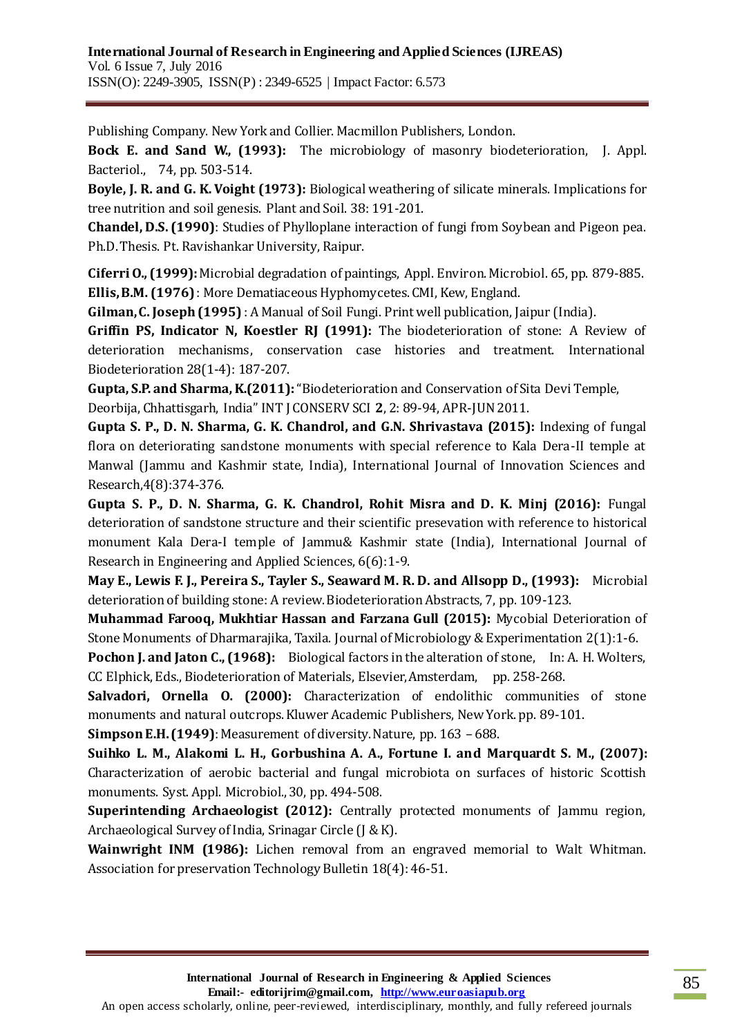Publishing Company. New York and Collier. Macmillon Publishers, London.

**Bock E. and Sand W., (1993):** The microbiology of masonry biodeterioration, J. Appl. Bacteriol., 74, pp. 503-514.

**Boyle, J. R. and G. K. Voight (1973):** Biological weathering of silicate minerals. Implications for tree nutrition and soil genesis. Plant and Soil. 38: 191-201.

**Chandel, D.S. (1990)**: Studies of Phylloplane interaction of fungi from Soybean and Pigeon pea. Ph.D. Thesis. Pt. Ravishankar University, Raipur.

**Ciferri O., (1999):** Microbial degradation of paintings, Appl. Environ. Microbiol. 65, pp. 879-885.

**Ellis, B.M. (1976)** : More Dematiaceous Hyphomycetes. CMI, Kew, England.

**Gilman, C. Joseph (1995)** : A Manual of Soil Fungi. Print well publication, Jaipur (India).

**Griffin PS, Indicator N, Koestler RJ (1991):** The biodeterioration of stone: A Review of deterioration mechanisms, conservation case histories and treatment. International Biodeterioration 28(1-4): 187-207.

**Gupta, S.P. and Sharma, K.(2011):** "Biodeterioration and Conservation of Sita Devi Temple, Deorbija, Chhattisgarh, India" INT J CONSERV SCI **2**, 2: 89-94, APR-JUN 2011.

**Gupta S. P., D. N. Sharma, G. K. Chandrol, and G.N. Shrivastava (2015):** Indexing of fungal flora on deteriorating sandstone monuments with special reference to Kala Dera-II temple at Manwal (Jammu and Kashmir state, India), International Journal of Innovation Sciences and Research,4(8):374-376.

**Gupta S. P., D. N. Sharma, G. K. Chandrol, Rohit Misra and D. K. Minj (2016):** Fungal deterioration of sandstone structure and their scientific presevation with reference to historical monument Kala Dera-I temple of Jammu& Kashmir state (India), International Journal of Research in Engineering and Applied Sciences, 6(6):1-9.

**May E., Lewis F. J., Pereira S., Tayler S., Seaward M. R. D. and Allsopp D., (1993):** Microbial deterioration of building stone: A review. Biodeterioration Abstracts, 7, pp. 109-123.

**Muhammad Farooq, Mukhtiar Hassan and Farzana Gull (2015):** Mycobial Deterioration of Stone Monuments of Dharmarajika, Taxila. Journal of Microbiology & Experimentation 2(1):1-6.

**Pochon J. and Jaton C., (1968):** Biological factors in the alteration of stone, In: A. H. Wolters, CC Elphick, Eds., Biodeterioration of Materials, Elsevier, Amsterdam, pp. 258-268.

**Salvadori, Ornella O. (2000):** Characterization of endolithic communities of stone monuments and natural outcrops. Kluwer Academic Publishers, New York. pp. 89-101.

**Simpson E.H. (1949)**: Measurement of diversity. Nature, pp. 163 – 688.

**Suihko L. M., Alakomi L. H., Gorbushina A. A., Fortune I. and Marquardt S. M., (2007):** Characterization of aerobic bacterial and fungal microbiota on surfaces of historic Scottish monuments. Syst. Appl. Microbiol., 30, pp. 494-508.

**Superintending Archaeologist (2012):** Centrally protected monuments of Jammu region, Archaeological Survey of India, Srinagar Circle (J & K).

**Wainwright INM (1986):** Lichen removal from an engraved memorial to Walt Whitman. Association for preservation Technology Bulletin 18(4): 46-51.